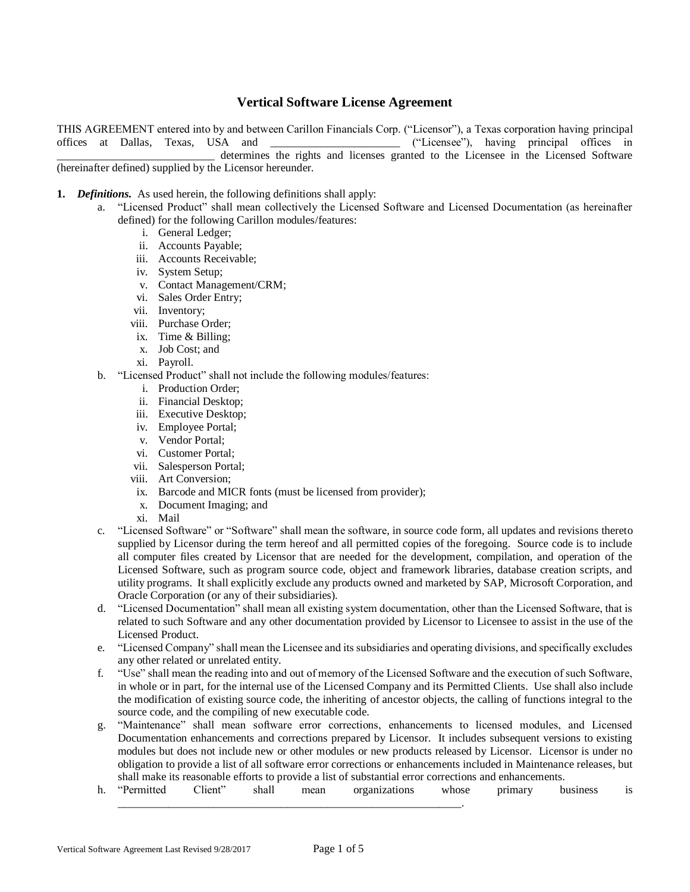# Vertical Software License Agreement

THIS AGREEMENT entered into by and between Carillon Financials Corp. ("Licensor"), a Texas corporation having principal offices at Dallas, Texas, USA and ______________________ ("Licensee"), having principal offices in ____________________________ determines the rights and licenses granted to the Licensee in the Licensed Software (hereinafter defined) supplied by the Licensor hereunder.

1. ***Definitions.*** As used herein, the following definitions shall apply:
   a. "Licensed Product" shall mean collectively the Licensed Software and Licensed Documentation (as hereinafter defined) for the following Carillon modules/features:
      i. General Ledger;
      ii. Accounts Payable;
      iii. Accounts Receivable;
      iv. System Setup;
      v. Contact Management/CRM;
      vi. Sales Order Entry;
      vii. Inventory;
      viii. Purchase Order;
      ix. Time & Billing;
      x. Job Cost; and
      xi. Payroll.
   b. "Licensed Product" shall not include the following modules/features:
      i. Production Order;
      ii. Financial Desktop;
      iii. Executive Desktop;
      iv. Employee Portal;
      v. Vendor Portal;
      vi. Customer Portal;
      vii. Salesperson Portal;
      viii. Art Conversion;
      ix. Barcode and MICR fonts (must be licensed from provider);
      x. Document Imaging; and
      xi. Mail
   c. "Licensed Software" or "Software" shall mean the software, in source code form, all updates and revisions thereto supplied by Licensor during the term hereof and all permitted copies of the foregoing. Source code is to include all computer files created by Licensor that are needed for the development, compilation, and operation of the Licensed Software, such as program source code, object and framework libraries, database creation scripts, and utility programs. It shall explicitly exclude any products owned and marketed by SAP, Microsoft Corporation, and Oracle Corporation (or any of their subsidiaries).
   d. "Licensed Documentation" shall mean all existing system documentation, other than the Licensed Software, that is related to such Software and any other documentation provided by Licensor to Licensee to assist in the use of the Licensed Product.
   e. "Licensed Company" shall mean the Licensee and its subsidiaries and operating divisions, and specifically excludes any other related or unrelated entity.
   f. "Use" shall mean the reading into and out of memory of the Licensed Software and the execution of such Software, in whole or in part, for the internal use of the Licensed Company and its Permitted Clients. Use shall also include the modification of existing source code, the inheriting of ancestor objects, the calling of functions integral to the source code, and the compiling of new executable code.
   g. "Maintenance" shall mean software error corrections, enhancements to licensed modules, and Licensed Documentation enhancements and corrections prepared by Licensor. It includes subsequent versions to existing modules but does not include new or other modules or new products released by Licensor. Licensor is under no obligation to provide a list of all software error corrections or enhancements included in Maintenance releases, but shall make its reasonable efforts to provide a list of substantial error corrections and enhancements.
   h. "Permitted Client" shall mean organizations whose primary business is _______________________________________________________________.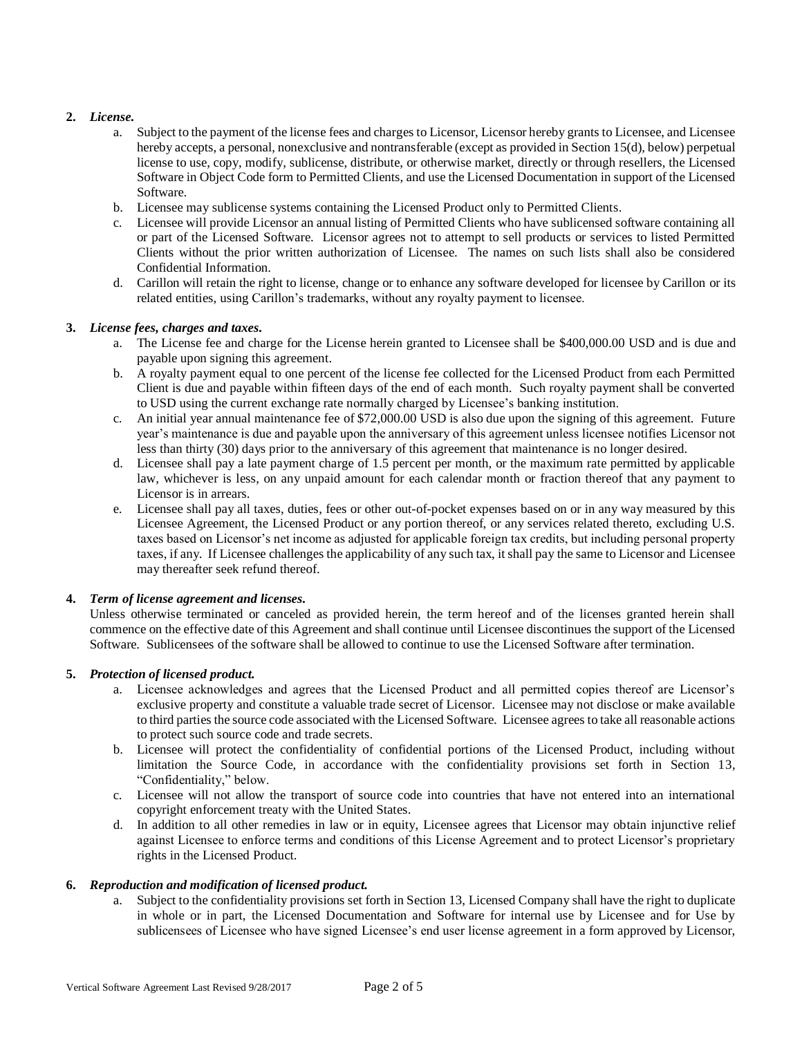2. ***License.***
   a. Subject to the payment of the license fees and charges to Licensor, Licensor hereby grants to Licensee, and Licensee hereby accepts, a personal, nonexclusive and nontransferable (except as provided in Section 15(d), below) perpetual license to use, copy, modify, sublicense, distribute, or otherwise market, directly or through resellers, the Licensed Software in Object Code form to Permitted Clients, and use the Licensed Documentation in support of the Licensed Software.
   b. Licensee may sublicense systems containing the Licensed Product only to Permitted Clients.
   c. Licensee will provide Licensor an annual listing of Permitted Clients who have sublicensed software containing all or part of the Licensed Software. Licensor agrees not to attempt to sell products or services to listed Permitted Clients without the prior written authorization of Licensee. The names on such lists shall also be considered Confidential Information.
   d. Carillon will retain the right to license, change or to enhance any software developed for licensee by Carillon or its related entities, using Carillon's trademarks, without any royalty payment to licensee.

3. ***License fees, charges and taxes.***
   a. The License fee and charge for the License herein granted to Licensee shall be $400,000.00 USD and is due and payable upon signing this agreement.
   b. A royalty payment equal to one percent of the license fee collected for the Licensed Product from each Permitted Client is due and payable within fifteen days of the end of each month. Such royalty payment shall be converted to USD using the current exchange rate normally charged by Licensee's banking institution.
   c. An initial year annual maintenance fee of $72,000.00 USD is also due upon the signing of this agreement. Future year's maintenance is due and payable upon the anniversary of this agreement unless licensee notifies Licensor not less than thirty (30) days prior to the anniversary of this agreement that maintenance is no longer desired.
   d. Licensee shall pay a late payment charge of 1.5 percent per month, or the maximum rate permitted by applicable law, whichever is less, on any unpaid amount for each calendar month or fraction thereof that any payment to Licensor is in arrears.
   e. Licensee shall pay all taxes, duties, fees or other out-of-pocket expenses based on or in any way measured by this Licensee Agreement, the Licensed Product or any portion thereof, or any services related thereto, excluding U.S. taxes based on Licensor's net income as adjusted for applicable foreign tax credits, but including personal property taxes, if any. If Licensee challenges the applicability of any such tax, it shall pay the same to Licensor and Licensee may thereafter seek refund thereof.

4. ***Term of license agreement and licenses.***
   Unless otherwise terminated or canceled as provided herein, the term hereof and of the licenses granted herein shall commence on the effective date of this Agreement and shall continue until Licensee discontinues the support of the Licensed Software. Sublicensees of the software shall be allowed to continue to use the Licensed Software after termination.

5. ***Protection of licensed product.***
   a. Licensee acknowledges and agrees that the Licensed Product and all permitted copies thereof are Licensor's exclusive property and constitute a valuable trade secret of Licensor. Licensee may not disclose or make available to third parties the source code associated with the Licensed Software. Licensee agrees to take all reasonable actions to protect such source code and trade secrets.
   b. Licensee will protect the confidentiality of confidential portions of the Licensed Product, including without limitation the Source Code, in accordance with the confidentiality provisions set forth in Section 13, "Confidentiality," below.
   c. Licensee will not allow the transport of source code into countries that have not entered into an international copyright enforcement treaty with the United States.
   d. In addition to all other remedies in law or in equity, Licensee agrees that Licensor may obtain injunctive relief against Licensee to enforce terms and conditions of this License Agreement and to protect Licensor's proprietary rights in the Licensed Product.

6. ***Reproduction and modification of licensed product.***
   a. Subject to the confidentiality provisions set forth in Section 13, Licensed Company shall have the right to duplicate in whole or in part, the Licensed Documentation and Software for internal use by Licensee and for Use by sublicensees of Licensee who have signed Licensee's end user license agreement in a form approved by Licensor,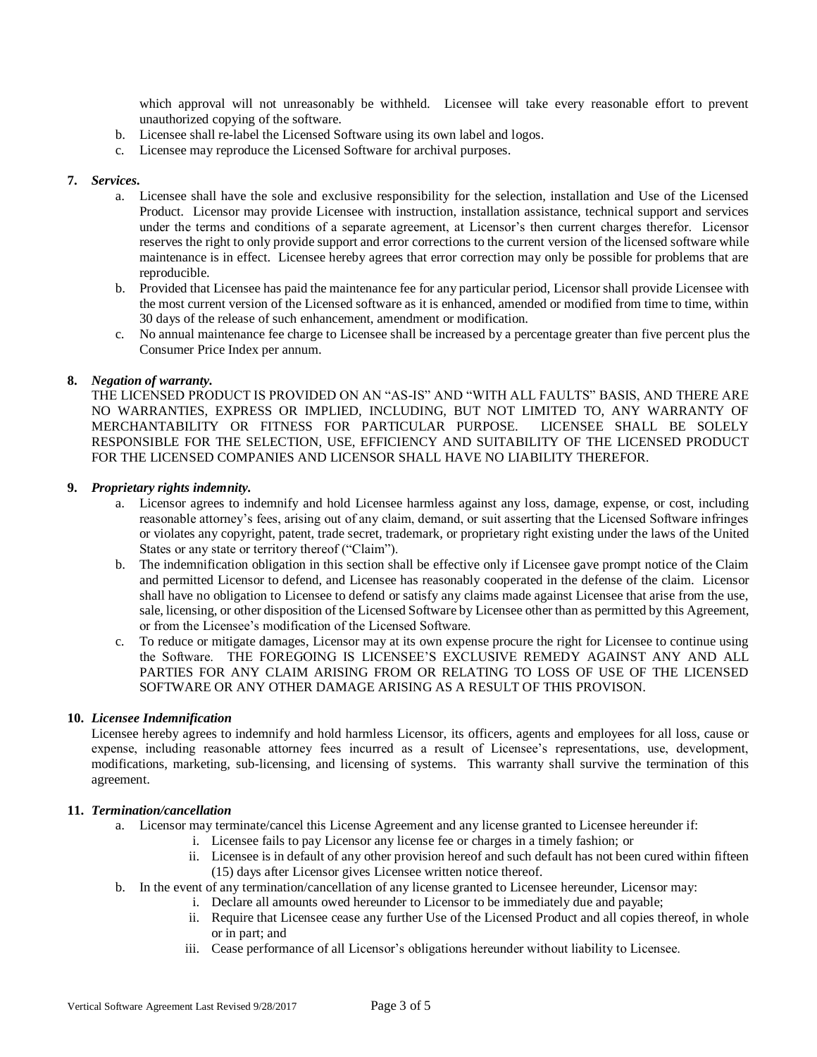which approval will not unreasonably be withheld. Licensee will take every reasonable effort to prevent unauthorized copying of the software.

b. Licensee shall re-label the Licensed Software using its own label and logos.

c. Licensee may reproduce the Licensed Software for archival purposes.

**7. *Services.***

a. Licensee shall have the sole and exclusive responsibility for the selection, installation and Use of the Licensed Product. Licensor may provide Licensee with instruction, installation assistance, technical support and services under the terms and conditions of a separate agreement, at Licensor's then current charges therefor. Licensor reserves the right to only provide support and error corrections to the current version of the licensed software while maintenance is in effect. Licensee hereby agrees that error correction may only be possible for problems that are reproducible.

b. Provided that Licensee has paid the maintenance fee for any particular period, Licensor shall provide Licensee with the most current version of the Licensed software as it is enhanced, amended or modified from time to time, within 30 days of the release of such enhancement, amendment or modification.

c. No annual maintenance fee charge to Licensee shall be increased by a percentage greater than five percent plus the Consumer Price Index per annum.

**8. *Negation of warranty.***

THE LICENSED PRODUCT IS PROVIDED ON AN "AS-IS" AND "WITH ALL FAULTS" BASIS, AND THERE ARE NO WARRANTIES, EXPRESS OR IMPLIED, INCLUDING, BUT NOT LIMITED TO, ANY WARRANTY OF MERCHANTABILITY OR FITNESS FOR PARTICULAR PURPOSE. LICENSEE SHALL BE SOLELY RESPONSIBLE FOR THE SELECTION, USE, EFFICIENCY AND SUITABILITY OF THE LICENSED PRODUCT FOR THE LICENSED COMPANIES AND LICENSOR SHALL HAVE NO LIABILITY THEREFOR.

**9. *Proprietary rights indemnity.***

a. Licensor agrees to indemnify and hold Licensee harmless against any loss, damage, expense, or cost, including reasonable attorney's fees, arising out of any claim, demand, or suit asserting that the Licensed Software infringes or violates any copyright, patent, trade secret, trademark, or proprietary right existing under the laws of the United States or any state or territory thereof ("Claim").

b. The indemnification obligation in this section shall be effective only if Licensee gave prompt notice of the Claim and permitted Licensor to defend, and Licensee has reasonably cooperated in the defense of the claim. Licensor shall have no obligation to Licensee to defend or satisfy any claims made against Licensee that arise from the use, sale, licensing, or other disposition of the Licensed Software by Licensee other than as permitted by this Agreement, or from the Licensee's modification of the Licensed Software.

c. To reduce or mitigate damages, Licensor may at its own expense procure the right for Licensee to continue using the Software. THE FOREGOING IS LICENSEE'S EXCLUSIVE REMEDY AGAINST ANY AND ALL PARTIES FOR ANY CLAIM ARISING FROM OR RELATING TO LOSS OF USE OF THE LICENSED SOFTWARE OR ANY OTHER DAMAGE ARISING AS A RESULT OF THIS PROVISON.

**10. *Licensee Indemnification***

Licensee hereby agrees to indemnify and hold harmless Licensor, its officers, agents and employees for all loss, cause or expense, including reasonable attorney fees incurred as a result of Licensee's representations, use, development, modifications, marketing, sub-licensing, and licensing of systems. This warranty shall survive the termination of this agreement.

**11. *Termination/cancellation***

a. Licensor may terminate/cancel this License Agreement and any license granted to Licensee hereunder if:

   i. Licensee fails to pay Licensor any license fee or charges in a timely fashion; or

   ii. Licensee is in default of any other provision hereof and such default has not been cured within fifteen (15) days after Licensor gives Licensee written notice thereof.

b. In the event of any termination/cancellation of any license granted to Licensee hereunder, Licensor may:

   i. Declare all amounts owed hereunder to Licensor to be immediately due and payable;

   ii. Require that Licensee cease any further Use of the Licensed Product and all copies thereof, in whole or in part; and

   iii. Cease performance of all Licensor's obligations hereunder without liability to Licensee.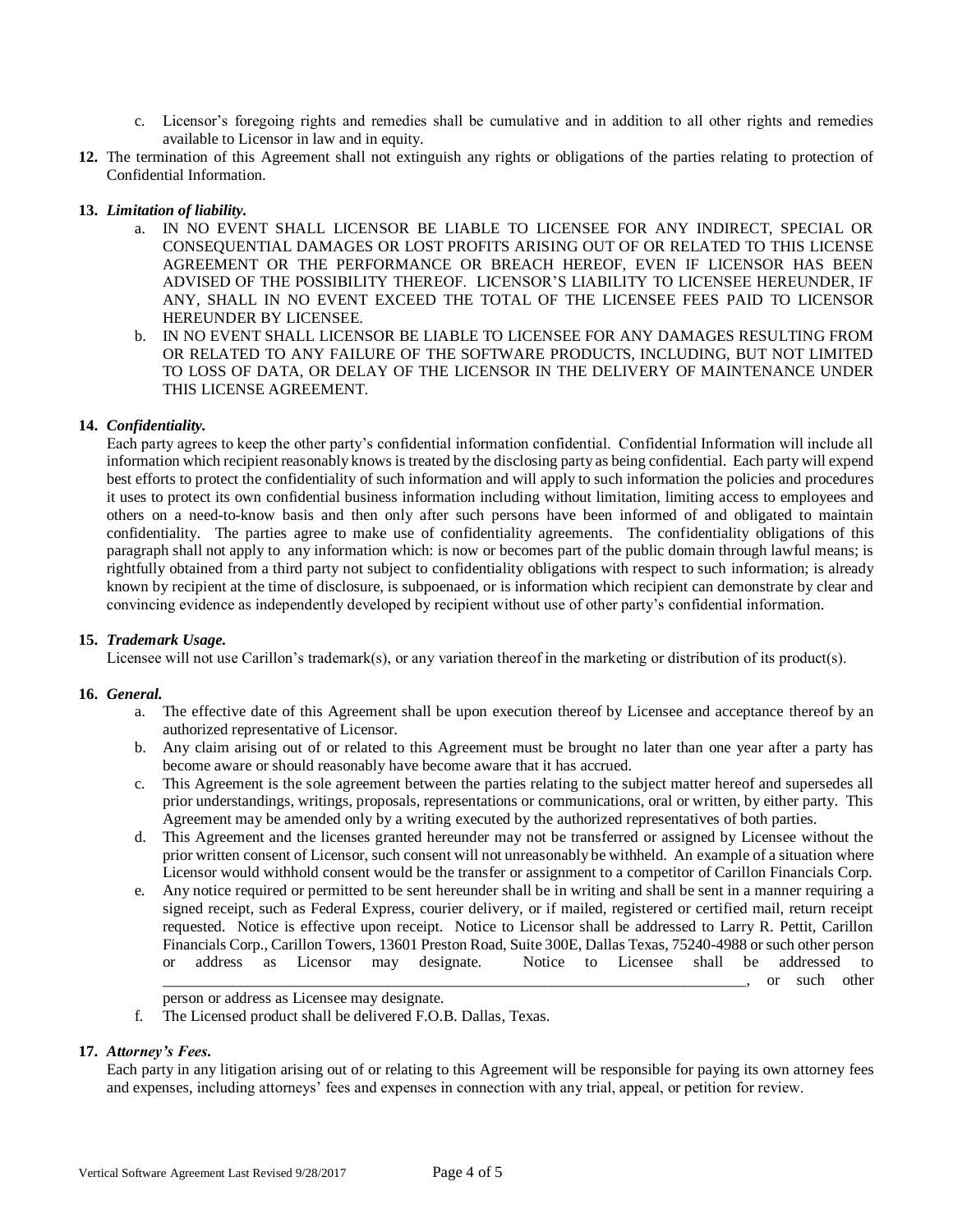c. Licensor's foregoing rights and remedies shall be cumulative and in addition to all other rights and remedies available to Licensor in law and in equity.

**12.** The termination of this Agreement shall not extinguish any rights or obligations of the parties relating to protection of Confidential Information.

**13.** ***Limitation of liability.***

a. IN NO EVENT SHALL LICENSOR BE LIABLE TO LICENSEE FOR ANY INDIRECT, SPECIAL OR CONSEQUENTIAL DAMAGES OR LOST PROFITS ARISING OUT OF OR RELATED TO THIS LICENSE AGREEMENT OR THE PERFORMANCE OR BREACH HEREOF, EVEN IF LICENSOR HAS BEEN ADVISED OF THE POSSIBILITY THEREOF. LICENSOR'S LIABILITY TO LICENSEE HEREUNDER, IF ANY, SHALL IN NO EVENT EXCEED THE TOTAL OF THE LICENSEE FEES PAID TO LICENSOR HEREUNDER BY LICENSEE.

b. IN NO EVENT SHALL LICENSOR BE LIABLE TO LICENSEE FOR ANY DAMAGES RESULTING FROM OR RELATED TO ANY FAILURE OF THE SOFTWARE PRODUCTS, INCLUDING, BUT NOT LIMITED TO LOSS OF DATA, OR DELAY OF THE LICENSOR IN THE DELIVERY OF MAINTENANCE UNDER THIS LICENSE AGREEMENT.

**14.** ***Confidentiality.***

Each party agrees to keep the other party's confidential information confidential. Confidential Information will include all information which recipient reasonably knows is treated by the disclosing party as being confidential. Each party will expend best efforts to protect the confidentiality of such information and will apply to such information the policies and procedures it uses to protect its own confidential business information including without limitation, limiting access to employees and others on a need-to-know basis and then only after such persons have been informed of and obligated to maintain confidentiality. The parties agree to make use of confidentiality agreements. The confidentiality obligations of this paragraph shall not apply to any information which: is now or becomes part of the public domain through lawful means; is rightfully obtained from a third party not subject to confidentiality obligations with respect to such information; is already known by recipient at the time of disclosure, is subpoenaed, or is information which recipient can demonstrate by clear and convincing evidence as independently developed by recipient without use of other party's confidential information.

**15.** ***Trademark Usage.***

Licensee will not use Carillon's trademark(s), or any variation thereof in the marketing or distribution of its product(s).

**16.** ***General.***

a. The effective date of this Agreement shall be upon execution thereof by Licensee and acceptance thereof by an authorized representative of Licensor.

b. Any claim arising out of or related to this Agreement must be brought no later than one year after a party has become aware or should reasonably have become aware that it has accrued.

c. This Agreement is the sole agreement between the parties relating to the subject matter hereof and supersedes all prior understandings, writings, proposals, representations or communications, oral or written, by either party. This Agreement may be amended only by a writing executed by the authorized representatives of both parties.

d. This Agreement and the licenses granted hereunder may not be transferred or assigned by Licensee without the prior written consent of Licensor, such consent will not unreasonably be withheld. An example of a situation where Licensor would withhold consent would be the transfer or assignment to a competitor of Carillon Financials Corp.

e. Any notice required or permitted to be sent hereunder shall be in writing and shall be sent in a manner requiring a signed receipt, such as Federal Express, courier delivery, or if mailed, registered or certified mail, return receipt requested. Notice is effective upon receipt. Notice to Licensor shall be addressed to Larry R. Pettit, Carillon Financials Corp., Carillon Towers, 13601 Preston Road, Suite 300E, Dallas Texas, 75240-4988 or such other person or address as Licensor may designate. Notice to Licensee shall be addressed to \_\_\_\_\_\_\_\_\_\_\_\_\_\_\_\_\_\_\_\_\_\_\_\_\_\_\_\_\_\_\_\_\_\_\_\_\_\_\_\_\_\_\_\_\_\_\_\_\_\_\_\_\_\_\_\_\_\_\_\_\_\_\_\_\_\_\_\_\_\_\_\_\_\_\_\_\_\_, or such other person or address as Licensee may designate.

f. The Licensed product shall be delivered F.O.B. Dallas, Texas.

**17.** ***Attorney's Fees.***

Each party in any litigation arising out of or relating to this Agreement will be responsible for paying its own attorney fees and expenses, including attorneys' fees and expenses in connection with any trial, appeal, or petition for review.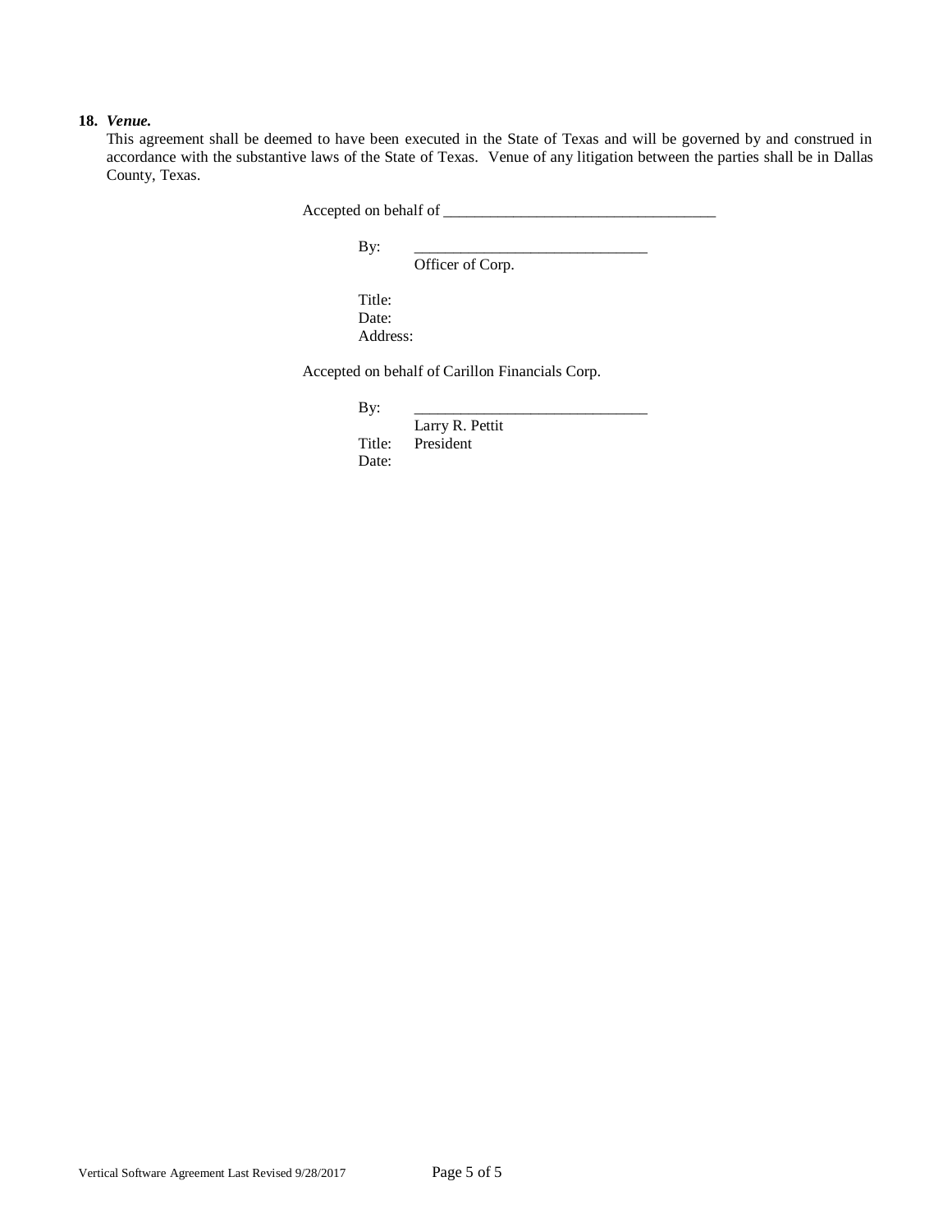**18.** ***Venue.***

This agreement shall be deemed to have been executed in the State of Texas and will be governed by and construed in accordance with the substantive laws of the State of Texas. Venue of any litigation between the parties shall be in Dallas County, Texas.

Accepted on behalf of ___________________________________

By: ______________________________
Officer of Corp.

Title:
Date:
Address:

Accepted on behalf of Carillon Financials Corp.

By: ______________________________
Larry R. Pettit
Title: President
Date: